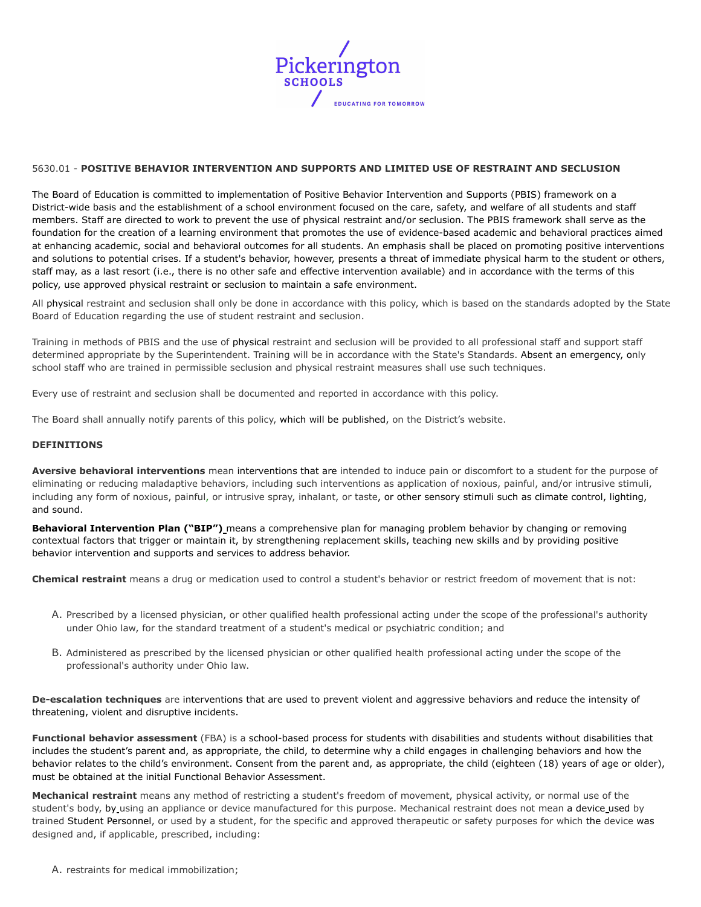5630.01 - **POSITIVE BEHAVIOR INTERVENTION AND SUPPORTS AND LIMITED USE OF RESTRAINT AND SECLUSION**

The Board of Education is committed to implementation of Positive Behavior Intervention and Supports (PBIS) framework on a District-wide basis and the establishment of a school environment focused on the care, safety, and welfare of all students and staff members. Staff are directed to work to prevent the use of physical restraint and/or seclusion. The PBIS framework shall serve as the foundation for the creation of a learning environment that promotes the use of evidence-based academic and behavioral practices aimed at enhancing academic, social and behavioral outcomes for all students. An emphasis shall be placed on promoting positive interventions and solutions to potential crises. If a student's behavior, however, presents a threat of immediate physical harm to the student or others, staff may, as a last resort (i.e., there is no other safe and effective intervention available) and in accordance with the terms of this policy, use approved physical restraint or seclusion to maintain a safe environment.

All physical restraint and seclusion shall only be done in accordance with this policy, which is based on the standards adopted by the State Board of Education regarding the use of student restraint and seclusion.

Training in methods of PBIS and the use of physical restraint and seclusion will be provided to all professional staff and support staff determined appropriate by the Superintendent. Training will be in accordance with the State's Standards. Absent an emergency, only school staff who are trained in permissible seclusion and physical restraint measures shall use such techniques.

Every use of restraint and seclusion shall be documented and reported in accordance with this policy.

The Board shall annually notify parents of this policy, which will be published, on the District's website.

**DEFINITIONS**

**Aversive behavioral interventions** mean interventions that are intended to induce pain or discomfort to a student for the purpose of eliminating or reducing maladaptive behaviors, including such interventions as application of noxious, painful, and/or intrusive stimuli, including any form of noxious, painful, or intrusive spray, inhalant, or taste, or other sensory stimuli such as climate control, lighting, and sound.

**Behavioral Intervention Plan ("BIP")** means a comprehensive plan for managing problem behavior by changing or removing contextual factors that trigger or maintain it, by strengthening replacement skills, teaching new skills and by providing positive behavior intervention and supports and services to address behavior.

**Chemical restraint** means a drug or medication used to control a student's behavior or restrict freedom of movement that is not:

A. Prescribed by a licensed physician, or other qualified health professional acting under the scope of the professional's authority under Ohio law, for the standard treatment of a student's medical or psychiatric condition; and

B. Administered as prescribed by the licensed physician or other qualified health professional acting under the scope of the professional's authority under Ohio law.

**De-escalation techniques** are interventions that are used to prevent violent and aggressive behaviors and reduce the intensity of threatening, violent and disruptive incidents.

**Functional behavior assessment** (FBA) is a school-based process for students with disabilities and students without disabilities that includes the student's parent and, as appropriate, the child, to determine why a child engages in challenging behaviors and how the behavior relates to the child's environment. Consent from the parent and, as appropriate, the child (eighteen (18) years of age or older), must be obtained at the initial Functional Behavior Assessment.

**Mechanical restraint** means any method of restricting a student's freedom of movement, physical activity, or normal use of the student's body, by using an appliance or device manufactured for this purpose. Mechanical restraint does not mean a device used by trained Student Personnel, or used by a student, for the specific and approved therapeutic or safety purposes for which the device was designed and, if applicable, prescribed, including:

A. restraints for medical immobilization;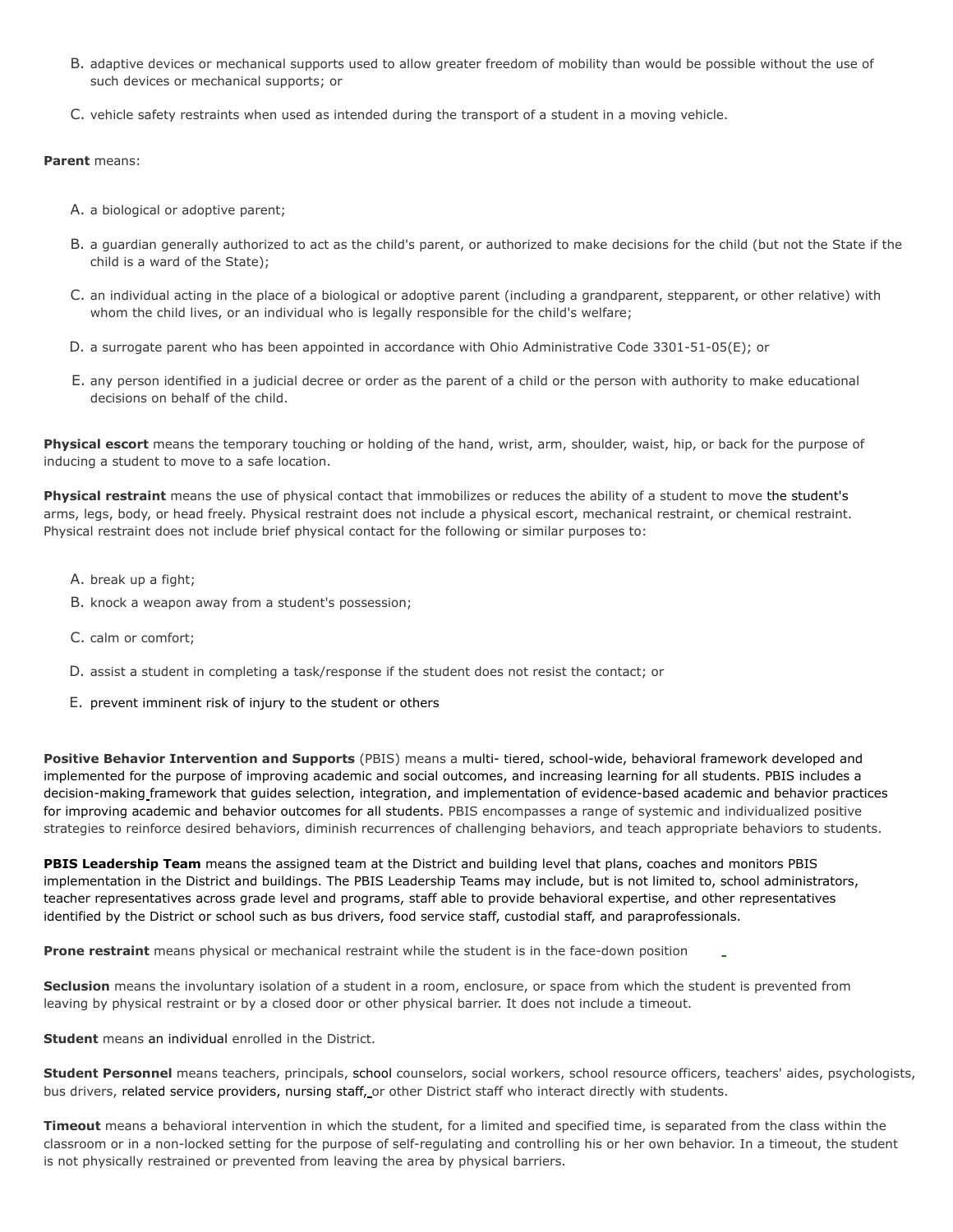B. adaptive devices or mechanical supports used to allow greater freedom of mobility than would be possible without the use of such devices or mechanical supports; or

C. vehicle safety restraints when used as intended during the transport of a student in a moving vehicle.

**Parent** means:

A. a biological or adoptive parent;

B. a guardian generally authorized to act as the child's parent, or authorized to make decisions for the child (but not the State if the child is a ward of the State);

C. an individual acting in the place of a biological or adoptive parent (including a grandparent, stepparent, or other relative) with whom the child lives, or an individual who is legally responsible for the child's welfare;

D. a surrogate parent who has been appointed in accordance with Ohio Administrative Code 3301-51-05(E); or

E. any person identified in a judicial decree or order as the parent of a child or the person with authority to make educational decisions on behalf of the child.

**Physical escort** means the temporary touching or holding of the hand, wrist, arm, shoulder, waist, hip, or back for the purpose of inducing a student to move to a safe location.

**Physical restraint** means the use of physical contact that immobilizes or reduces the ability of a student to move the student's arms, legs, body, or head freely. Physical restraint does not include a physical escort, mechanical restraint, or chemical restraint. Physical restraint does not include brief physical contact for the following or similar purposes to:

A. break up a fight;

B. knock a weapon away from a student's possession;

C. calm or comfort;

D. assist a student in completing a task/response if the student does not resist the contact; or

E. prevent imminent risk of injury to the student or others

**Positive Behavior Intervention and Supports** (PBIS) means a multi- tiered, school-wide, behavioral framework developed and implemented for the purpose of improving academic and social outcomes, and increasing learning for all students. PBIS includes a decision-making framework that guides selection, integration, and implementation of evidence-based academic and behavior practices for improving academic and behavior outcomes for all students. PBIS encompasses a range of systemic and individualized positive strategies to reinforce desired behaviors, diminish recurrences of challenging behaviors, and teach appropriate behaviors to students.

**PBIS Leadership Team** means the assigned team at the District and building level that plans, coaches and monitors PBIS implementation in the District and buildings. The PBIS Leadership Teams may include, but is not limited to, school administrators, teacher representatives across grade level and programs, staff able to provide behavioral expertise, and other representatives identified by the District or school such as bus drivers, food service staff, custodial staff, and paraprofessionals.

**Prone restraint** means physical or mechanical restraint while the student is in the face-down position

**Seclusion** means the involuntary isolation of a student in a room, enclosure, or space from which the student is prevented from leaving by physical restraint or by a closed door or other physical barrier. It does not include a timeout.

**Student** means an individual enrolled in the District.

**Student Personnel** means teachers, principals, school counselors, social workers, school resource officers, teachers' aides, psychologists, bus drivers, related service providers, nursing staff, or other District staff who interact directly with students.

**Timeout** means a behavioral intervention in which the student, for a limited and specified time, is separated from the class within the classroom or in a non-locked setting for the purpose of self-regulating and controlling his or her own behavior. In a timeout, the student is not physically restrained or prevented from leaving the area by physical barriers.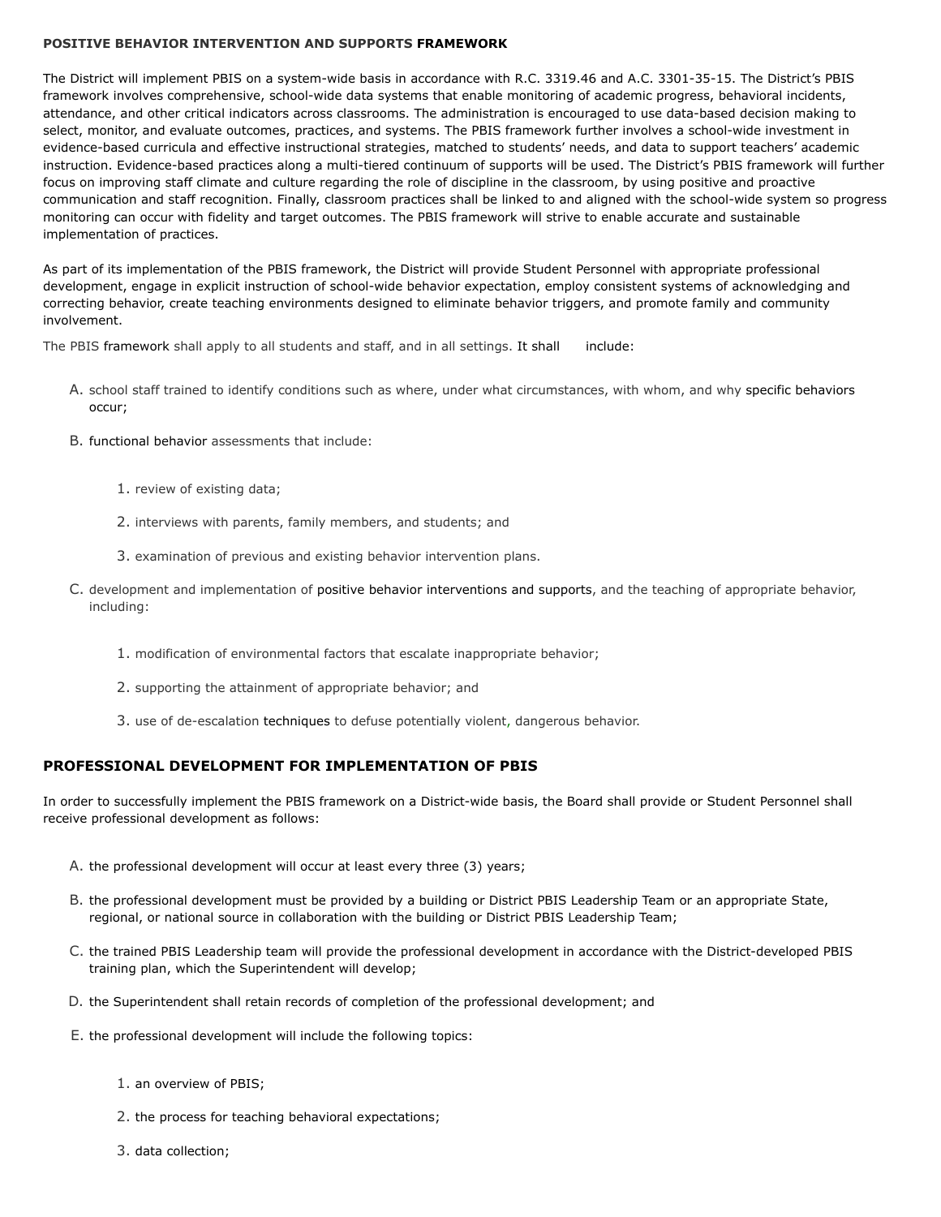**POSITIVE BEHAVIOR INTERVENTION AND SUPPORTS FRAMEWORK**

The District will implement PBIS on a system-wide basis in accordance with R.C. 3319.46 and A.C. 3301-35-15. The District's PBIS framework involves comprehensive, school-wide data systems that enable monitoring of academic progress, behavioral incidents, attendance, and other critical indicators across classrooms. The administration is encouraged to use data-based decision making to select, monitor, and evaluate outcomes, practices, and systems. The PBIS framework further involves a school-wide investment in evidence-based curricula and effective instructional strategies, matched to students' needs, and data to support teachers' academic instruction. Evidence-based practices along a multi-tiered continuum of supports will be used. The District's PBIS framework will further focus on improving staff climate and culture regarding the role of discipline in the classroom, by using positive and proactive communication and staff recognition. Finally, classroom practices shall be linked to and aligned with the school-wide system so progress monitoring can occur with fidelity and target outcomes. The PBIS framework will strive to enable accurate and sustainable implementation of practices.

As part of its implementation of the PBIS framework, the District will provide Student Personnel with appropriate professional development, engage in explicit instruction of school-wide behavior expectation, employ consistent systems of acknowledging and correcting behavior, create teaching environments designed to eliminate behavior triggers, and promote family and community involvement.

The PBIS framework shall apply to all students and staff, and in all settings. It shall include:

A. school staff trained to identify conditions such as where, under what circumstances, with whom, and why specific behaviors occur;

B. functional behavior assessments that include:

   1. review of existing data;
   2. interviews with parents, family members, and students; and
   3. examination of previous and existing behavior intervention plans.

C. development and implementation of positive behavior interventions and supports, and the teaching of appropriate behavior, including:

   1. modification of environmental factors that escalate inappropriate behavior;
   2. supporting the attainment of appropriate behavior; and
   3. use of de-escalation techniques to defuse potentially violent, dangerous behavior.

## PROFESSIONAL DEVELOPMENT FOR IMPLEMENTATION OF PBIS

In order to successfully implement the PBIS framework on a District-wide basis, the Board shall provide or Student Personnel shall receive professional development as follows:

A. the professional development will occur at least every three (3) years;

B. the professional development must be provided by a building or District PBIS Leadership Team or an appropriate State, regional, or national source in collaboration with the building or District PBIS Leadership Team;

C. the trained PBIS Leadership team will provide the professional development in accordance with the District-developed PBIS training plan, which the Superintendent will develop;

D. the Superintendent shall retain records of completion of the professional development; and

E. the professional development will include the following topics:

   1. an overview of PBIS;
   2. the process for teaching behavioral expectations;
   3. data collection;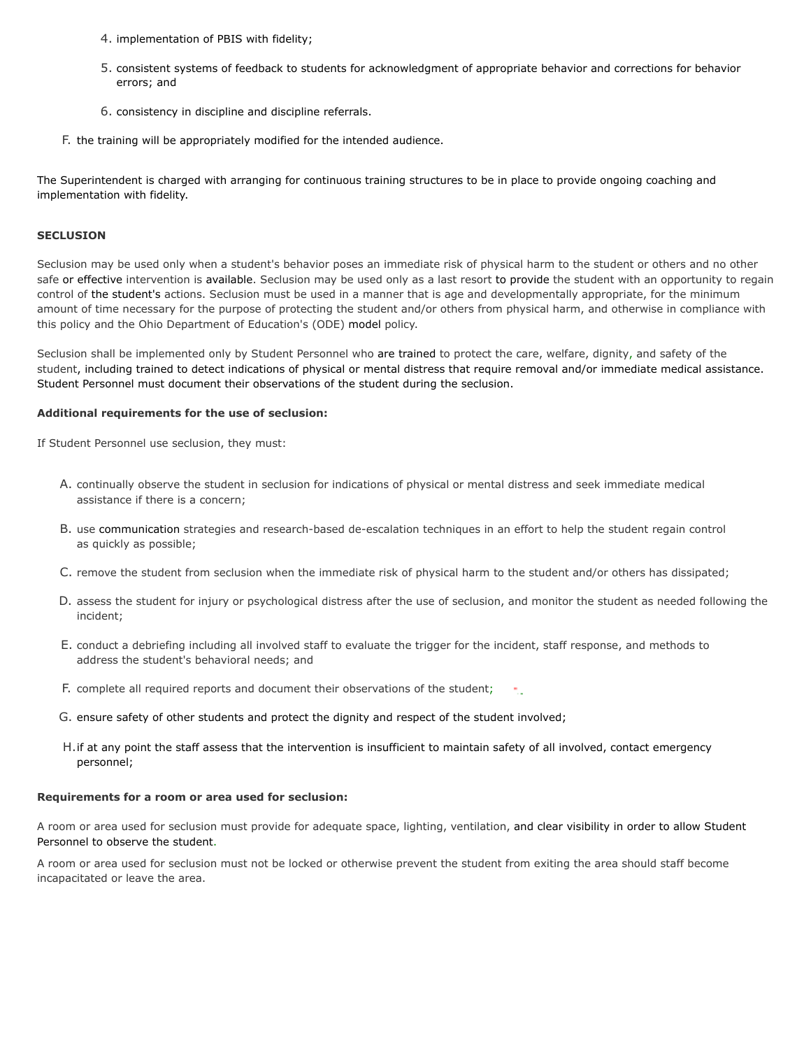4. implementation of PBIS with fidelity;

5. consistent systems of feedback to students for acknowledgment of appropriate behavior and corrections for behavior errors; and

6. consistency in discipline and discipline referrals.

F. the training will be appropriately modified for the intended audience.

The Superintendent is charged with arranging for continuous training structures to be in place to provide ongoing coaching and implementation with fidelity.

**SECLUSION**

Seclusion may be used only when a student's behavior poses an immediate risk of physical harm to the student or others and no other safe or effective intervention is available. Seclusion may be used only as a last resort to provide the student with an opportunity to regain control of the student's actions. Seclusion must be used in a manner that is age and developmentally appropriate, for the minimum amount of time necessary for the purpose of protecting the student and/or others from physical harm, and otherwise in compliance with this policy and the Ohio Department of Education's (ODE) model policy.

Seclusion shall be implemented only by Student Personnel who are trained to protect the care, welfare, dignity, and safety of the student, including trained to detect indications of physical or mental distress that require removal and/or immediate medical assistance. Student Personnel must document their observations of the student during the seclusion.

**Additional requirements for the use of seclusion:**

If Student Personnel use seclusion, they must:

A. continually observe the student in seclusion for indications of physical or mental distress and seek immediate medical assistance if there is a concern;

B. use communication strategies and research-based de-escalation techniques in an effort to help the student regain control as quickly as possible;

C. remove the student from seclusion when the immediate risk of physical harm to the student and/or others has dissipated;

D. assess the student for injury or psychological distress after the use of seclusion, and monitor the student as needed following the incident;

E. conduct a debriefing including all involved staff to evaluate the trigger for the incident, staff response, and methods to address the student's behavioral needs; and

F. complete all required reports and document their observations of the student;

G. ensure safety of other students and protect the dignity and respect of the student involved;

H. if at any point the staff assess that the intervention is insufficient to maintain safety of all involved, contact emergency personnel;

**Requirements for a room or area used for seclusion:**

A room or area used for seclusion must provide for adequate space, lighting, ventilation, and clear visibility in order to allow Student Personnel to observe the student.

A room or area used for seclusion must not be locked or otherwise prevent the student from exiting the area should staff become incapacitated or leave the area.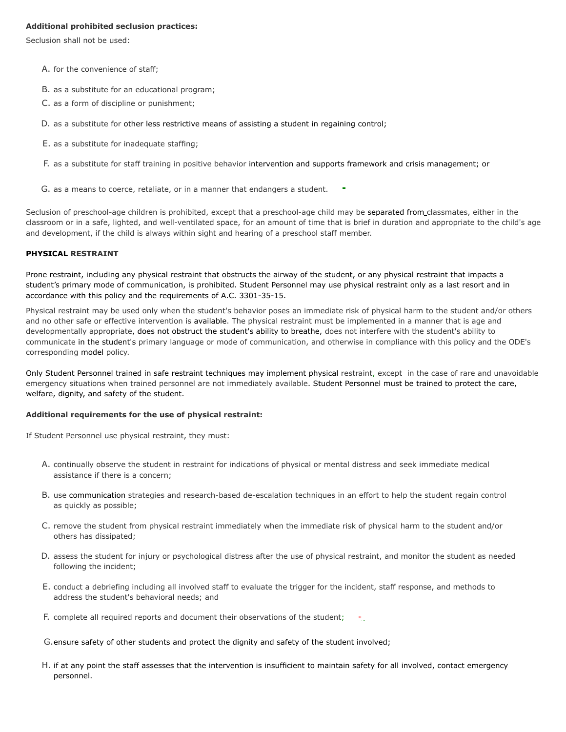**Additional prohibited seclusion practices:**

Seclusion shall not be used:

A. for the convenience of staff;
B. as a substitute for an educational program;
C. as a form of discipline or punishment;
D. as a substitute for other less restrictive means of assisting a student in regaining control;
E. as a substitute for inadequate staffing;
F. as a substitute for staff training in positive behavior intervention and supports framework and crisis management; or
G. as a means to coerce, retaliate, or in a manner that endangers a student.

Seclusion of preschool-age children is prohibited, except that a preschool-age child may be separated from classmates, either in the classroom or in a safe, lighted, and well-ventilated space, for an amount of time that is brief in duration and appropriate to the child's age and development, if the child is always within sight and hearing of a preschool staff member.

**PHYSICAL RESTRAINT**

Prone restraint, including any physical restraint that obstructs the airway of the student, or any physical restraint that impacts a student's primary mode of communication, is prohibited. Student Personnel may use physical restraint only as a last resort and in accordance with this policy and the requirements of A.C. 3301-35-15.

Physical restraint may be used only when the student's behavior poses an immediate risk of physical harm to the student and/or others and no other safe or effective intervention is available. The physical restraint must be implemented in a manner that is age and developmentally appropriate, does not obstruct the student's ability to breathe, does not interfere with the student's ability to communicate in the student's primary language or mode of communication, and otherwise in compliance with this policy and the ODE's corresponding model policy.

Only Student Personnel trained in safe restraint techniques may implement physical restraint, except in the case of rare and unavoidable emergency situations when trained personnel are not immediately available. Student Personnel must be trained to protect the care, welfare, dignity, and safety of the student.

**Additional requirements for the use of physical restraint:**

If Student Personnel use physical restraint, they must:

A. continually observe the student in restraint for indications of physical or mental distress and seek immediate medical assistance if there is a concern;
B. use communication strategies and research-based de-escalation techniques in an effort to help the student regain control as quickly as possible;
C. remove the student from physical restraint immediately when the immediate risk of physical harm to the student and/or others has dissipated;
D. assess the student for injury or psychological distress after the use of physical restraint, and monitor the student as needed following the incident;
E. conduct a debriefing including all involved staff to evaluate the trigger for the incident, staff response, and methods to address the student's behavioral needs; and
F. complete all required reports and document their observations of the student;
G. ensure safety of other students and protect the dignity and safety of the student involved;
H. if at any point the staff assesses that the intervention is insufficient to maintain safety for all involved, contact emergency personnel.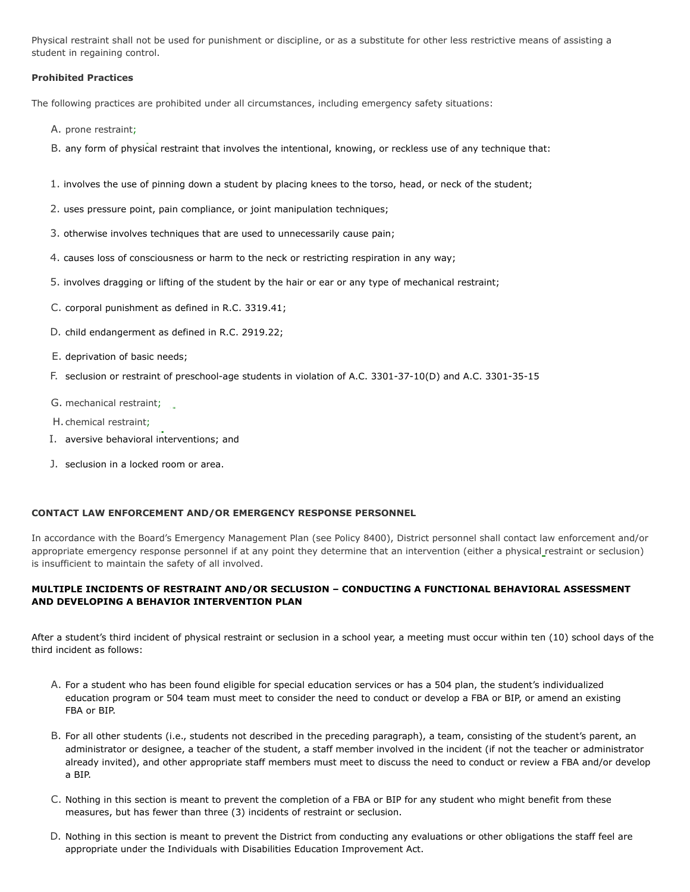Physical restraint shall not be used for punishment or discipline, or as a substitute for other less restrictive means of assisting a student in regaining control.

**Prohibited Practices**

The following practices are prohibited under all circumstances, including emergency safety situations:

A. prone restraint;

B. any form of physical restraint that involves the intentional, knowing, or reckless use of any technique that:

1. involves the use of pinning down a student by placing knees to the torso, head, or neck of the student;
2. uses pressure point, pain compliance, or joint manipulation techniques;
3. otherwise involves techniques that are used to unnecessarily cause pain;
4. causes loss of consciousness or harm to the neck or restricting respiration in any way;
5. involves dragging or lifting of the student by the hair or ear or any type of mechanical restraint;

C. corporal punishment as defined in R.C. 3319.41;

D. child endangerment as defined in R.C. 2919.22;

E. deprivation of basic needs;

F. seclusion or restraint of preschool-age students in violation of A.C. 3301-37-10(D) and A.C. 3301-35-15

G. mechanical restraint;

H. chemical restraint;

I. aversive behavioral interventions; and

J. seclusion in a locked room or area.

**CONTACT LAW ENFORCEMENT AND/OR EMERGENCY RESPONSE PERSONNEL**

In accordance with the Board's Emergency Management Plan (see Policy 8400), District personnel shall contact law enforcement and/or appropriate emergency response personnel if at any point they determine that an intervention (either a physical restraint or seclusion) is insufficient to maintain the safety of all involved.

**MULTIPLE INCIDENTS OF RESTRAINT AND/OR SECLUSION – CONDUCTING A FUNCTIONAL BEHAVIORAL ASSESSMENT AND DEVELOPING A BEHAVIOR INTERVENTION PLAN**

After a student's third incident of physical restraint or seclusion in a school year, a meeting must occur within ten (10) school days of the third incident as follows:

A. For a student who has been found eligible for special education services or has a 504 plan, the student's individualized education program or 504 team must meet to consider the need to conduct or develop a FBA or BIP, or amend an existing FBA or BIP.

B. For all other students (i.e., students not described in the preceding paragraph), a team, consisting of the student's parent, an administrator or designee, a teacher of the student, a staff member involved in the incident (if not the teacher or administrator already invited), and other appropriate staff members must meet to discuss the need to conduct or review a FBA and/or develop a BIP.

C. Nothing in this section is meant to prevent the completion of a FBA or BIP for any student who might benefit from these measures, but has fewer than three (3) incidents of restraint or seclusion.

D. Nothing in this section is meant to prevent the District from conducting any evaluations or other obligations the staff feel are appropriate under the Individuals with Disabilities Education Improvement Act.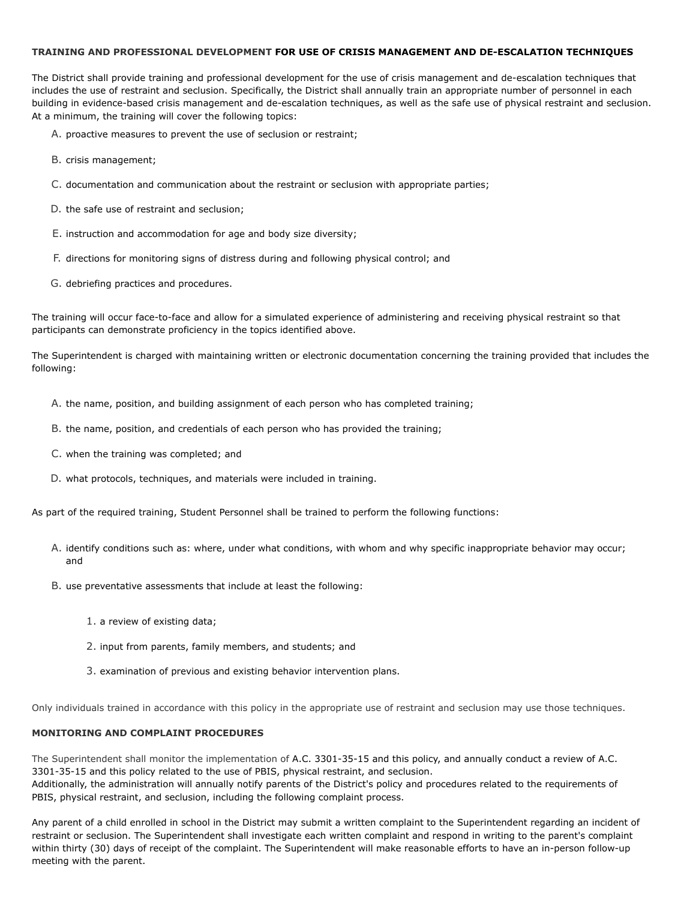**TRAINING AND PROFESSIONAL DEVELOPMENT FOR USE OF CRISIS MANAGEMENT AND DE-ESCALATION TECHNIQUES**

The District shall provide training and professional development for the use of crisis management and de-escalation techniques that includes the use of restraint and seclusion. Specifically, the District shall annually train an appropriate number of personnel in each building in evidence-based crisis management and de-escalation techniques, as well as the safe use of physical restraint and seclusion. At a minimum, the training will cover the following topics:

A. proactive measures to prevent the use of seclusion or restraint;

B. crisis management;

C. documentation and communication about the restraint or seclusion with appropriate parties;

D. the safe use of restraint and seclusion;

E. instruction and accommodation for age and body size diversity;

F. directions for monitoring signs of distress during and following physical control; and

G. debriefing practices and procedures.

The training will occur face-to-face and allow for a simulated experience of administering and receiving physical restraint so that participants can demonstrate proficiency in the topics identified above.

The Superintendent is charged with maintaining written or electronic documentation concerning the training provided that includes the following:

A. the name, position, and building assignment of each person who has completed training;

B. the name, position, and credentials of each person who has provided the training;

C. when the training was completed; and

D. what protocols, techniques, and materials were included in training.

As part of the required training, Student Personnel shall be trained to perform the following functions:

A. identify conditions such as: where, under what conditions, with whom and why specific inappropriate behavior may occur; and

B. use preventative assessments that include at least the following:

   1. a review of existing data;

   2. input from parents, family members, and students; and

   3. examination of previous and existing behavior intervention plans.

Only individuals trained in accordance with this policy in the appropriate use of restraint and seclusion may use those techniques.

**MONITORING AND COMPLAINT PROCEDURES**

The Superintendent shall monitor the implementation of A.C. 3301-35-15 and this policy, and annually conduct a review of A.C. 3301-35-15 and this policy related to the use of PBIS, physical restraint, and seclusion.
Additionally, the administration will annually notify parents of the District's policy and procedures related to the requirements of PBIS, physical restraint, and seclusion, including the following complaint process.

Any parent of a child enrolled in school in the District may submit a written complaint to the Superintendent regarding an incident of restraint or seclusion. The Superintendent shall investigate each written complaint and respond in writing to the parent's complaint within thirty (30) days of receipt of the complaint. The Superintendent will make reasonable efforts to have an in-person follow-up meeting with the parent.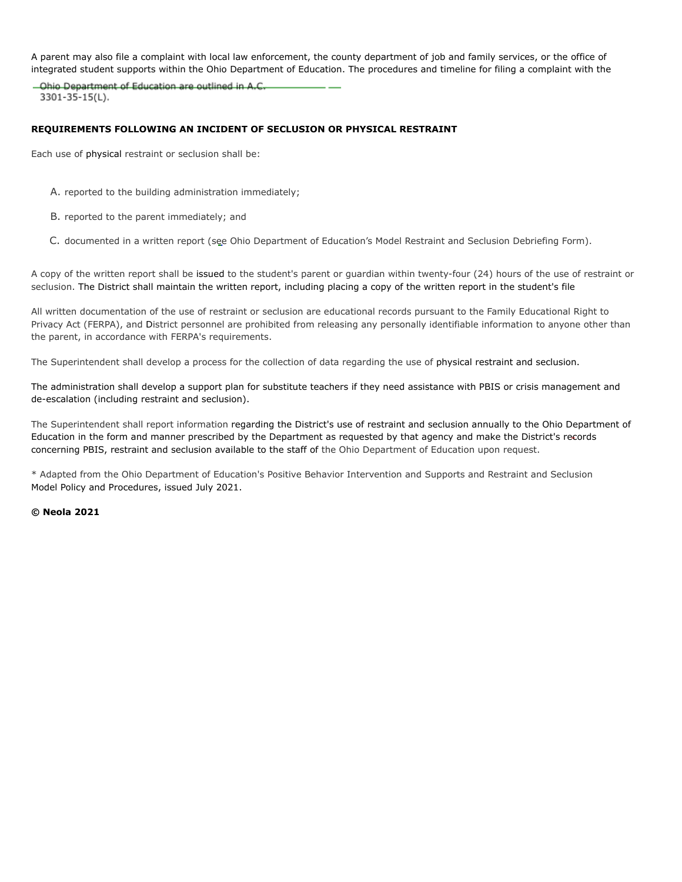A parent may also file a complaint with local law enforcement, the county department of job and family services, or the office of integrated student supports within the Ohio Department of Education. The procedures and timeline for filing a complaint with the Ohio Department of Education are outlined in A.C. 3301-35-15(L).

**REQUIREMENTS FOLLOWING AN INCIDENT OF SECLUSION OR PHYSICAL RESTRAINT**

Each use of physical restraint or seclusion shall be:

A. reported to the building administration immediately;

B. reported to the parent immediately; and

C. documented in a written report (see Ohio Department of Education's Model Restraint and Seclusion Debriefing Form).

A copy of the written report shall be issued to the student's parent or guardian within twenty-four (24) hours of the use of restraint or seclusion. The District shall maintain the written report, including placing a copy of the written report in the student's file

All written documentation of the use of restraint or seclusion are educational records pursuant to the Family Educational Right to Privacy Act (FERPA), and District personnel are prohibited from releasing any personally identifiable information to anyone other than the parent, in accordance with FERPA's requirements.

The Superintendent shall develop a process for the collection of data regarding the use of physical restraint and seclusion.

The administration shall develop a support plan for substitute teachers if they need assistance with PBIS or crisis management and de-escalation (including restraint and seclusion).

The Superintendent shall report information regarding the District's use of restraint and seclusion annually to the Ohio Department of Education in the form and manner prescribed by the Department as requested by that agency and make the District's records concerning PBIS, restraint and seclusion available to the staff of the Ohio Department of Education upon request.

* Adapted from the Ohio Department of Education's Positive Behavior Intervention and Supports and Restraint and Seclusion Model Policy and Procedures, issued July 2021.

**© Neola 2021**